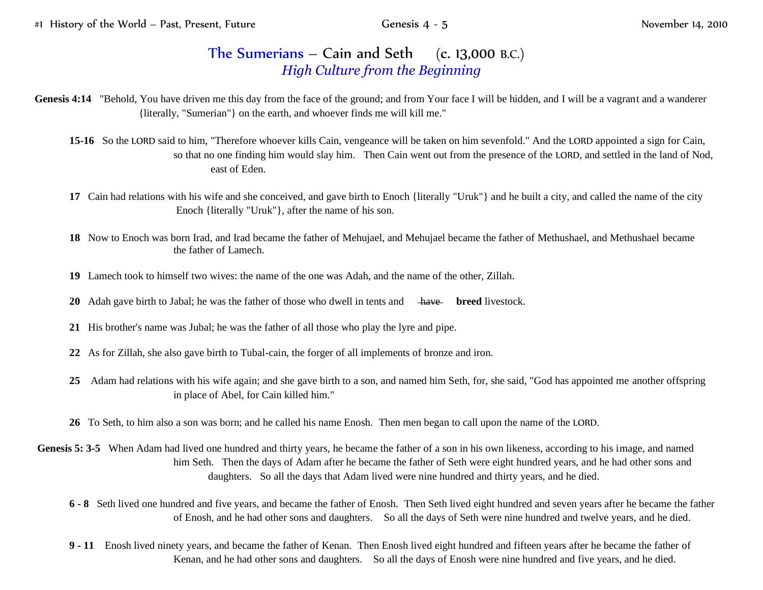## The Sumerians – Cain and Seth (c. 13,000 B.C.)

### *High Culture from the Beginning*

**Genesis 4:14** "Behold, You have driven me this day from the face of the ground; and from Your face I will be hidden, and I will be a vagrant and a wanderer {literally, "Sumerian"} on the earth, and whoever finds me will kill me."

**15-16** So the LORD said to him, "Therefore whoever kills Cain, vengeance will be taken on him sevenfold." And the LORD appointed a sign for Cain, so that no one finding him would slay him. Then Cain went out from the presence of the LORD, and settled in the land of Nod, east of Eden.

**17** Cain had relations with his wife and she conceived, and gave birth to Enoch {literally "Uruk"} and he built a city, and called the name of the city Enoch {literally "Uruk"}, after the name of his son.

**18** Now to Enoch was born Irad, and Irad became the father of Mehujael, and Mehujael became the father of Methushael, and Methushael became the father of Lamech.

**19** Lamech took to himself two wives: the name of the one was Adah, and the name of the other, Zillah.

**20** Adah gave birth to Jabal; he was the father of those who dwell in tents and ~~have~~ **breed** livestock.

**21** His brother's name was Jubal; he was the father of all those who play the lyre and pipe.

**22** As for Zillah, she also gave birth to Tubal-cain, the forger of all implements of bronze and iron.

**25** Adam had relations with his wife again; and she gave birth to a son, and named him Seth, for, she said, "God has appointed me another offspring in place of Abel, for Cain killed him."

**26** To Seth, to him also a son was born; and he called his name Enosh. Then men began to call upon the name of the LORD.

**Genesis 5: 3-5** When Adam had lived one hundred and thirty years, he became the father of a son in his own likeness, according to his image, and named him Seth. Then the days of Adam after he became the father of Seth were eight hundred years, and he had other sons and daughters. So all the days that Adam lived were nine hundred and thirty years, and he died.

**6 - 8** Seth lived one hundred and five years, and became the father of Enosh. Then Seth lived eight hundred and seven years after he became the father of Enosh, and he had other sons and daughters. So all the days of Seth were nine hundred and twelve years, and he died.

**9 - 11** Enosh lived ninety years, and became the father of Kenan. Then Enosh lived eight hundred and fifteen years after he became the father of Kenan, and he had other sons and daughters. So all the days of Enosh were nine hundred and five years, and he died.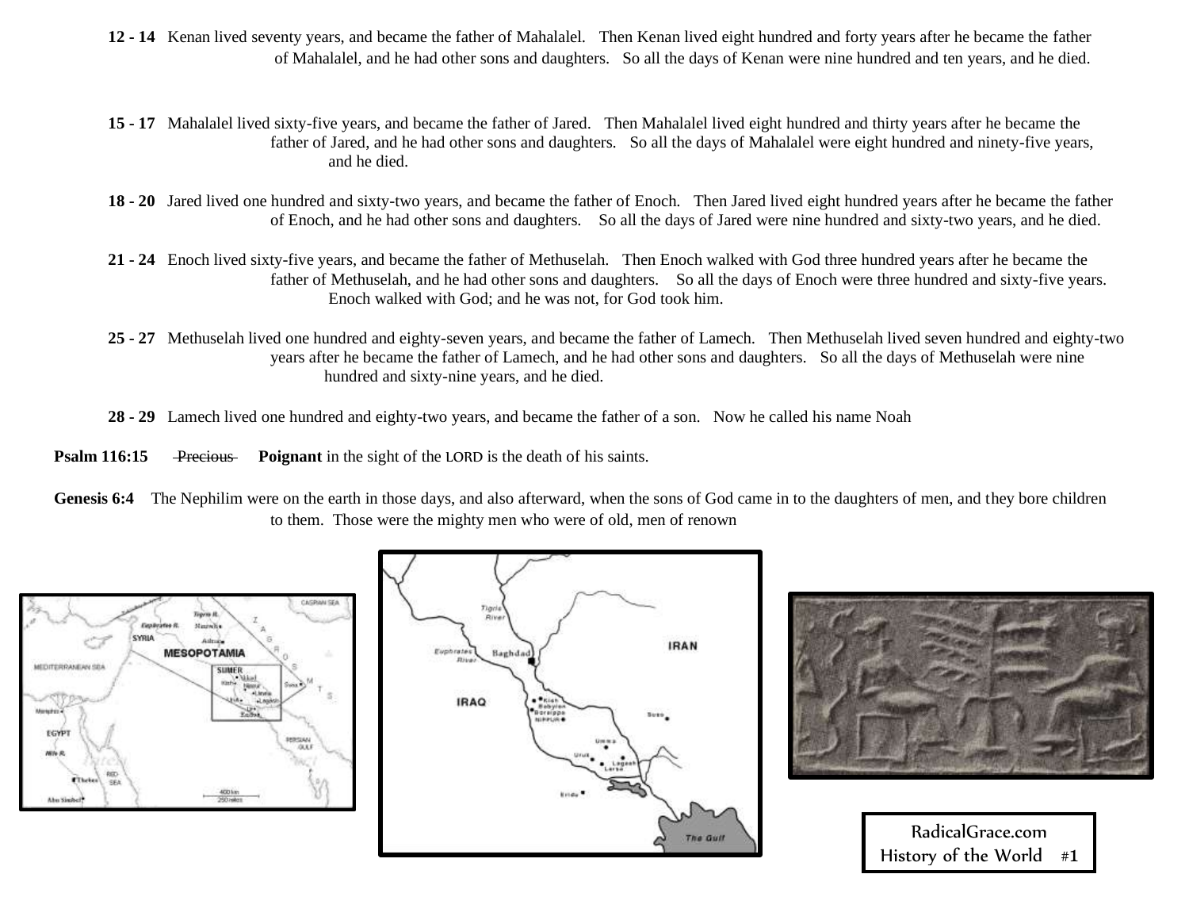**12 - 14** Kenan lived seventy years, and became the father of Mahalalel. Then Kenan lived eight hundred and forty years after he became the father of Mahalalel, and he had other sons and daughters. So all the days of Kenan were nine hundred and ten years, and he died.

**15 - 17** Mahalalel lived sixty-five years, and became the father of Jared. Then Mahalalel lived eight hundred and thirty years after he became the father of Jared, and he had other sons and daughters. So all the days of Mahalalel were eight hundred and ninety-five years, and he died.

**18 - 20** Jared lived one hundred and sixty-two years, and became the father of Enoch. Then Jared lived eight hundred years after he became the father of Enoch, and he had other sons and daughters. So all the days of Jared were nine hundred and sixty-two years, and he died.

**21 - 24** Enoch lived sixty-five years, and became the father of Methuselah. Then Enoch walked with God three hundred years after he became the father of Methuselah, and he had other sons and daughters. So all the days of Enoch were three hundred and sixty-five years. Enoch walked with God; and he was not, for God took him.

**25 - 27** Methuselah lived one hundred and eighty-seven years, and became the father of Lamech. Then Methuselah lived seven hundred and eighty-two years after he became the father of Lamech, and he had other sons and daughters. So all the days of Methuselah were nine hundred and sixty-nine years, and he died.

**28 - 29** Lamech lived one hundred and eighty-two years, and became the father of a son. Now he called his name Noah

**Psalm 116:15** ~~Precious~~ **Poignant** in the sight of the LORD is the death of his saints.

**Genesis 6:4** The Nephilim were on the earth in those days, and also afterward, when the sons of God came in to the daughters of men, and they bore children to them. Those were the mighty men who were of old, men of renown

RadicalGrace.com
History of the World #1